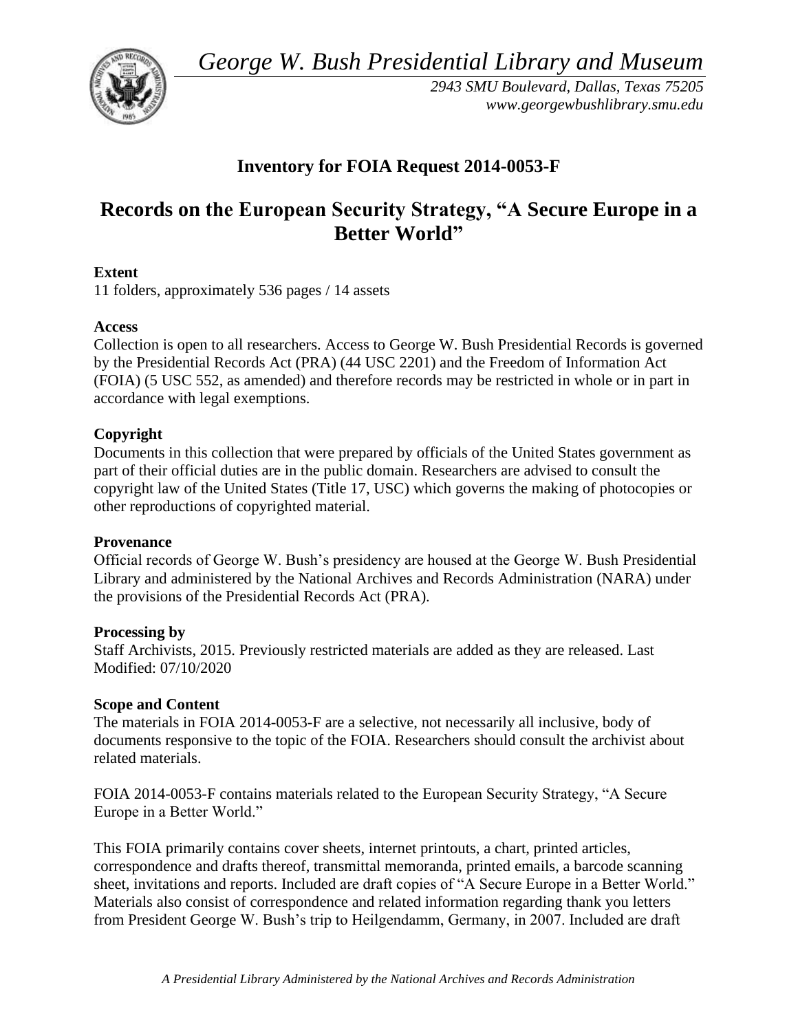*George W. Bush Presidential Library and Museum*

*2943 SMU Boulevard, Dallas, Texas 75205*
*www.georgewbushlibrary.smu.edu*

# Inventory for FOIA Request 2014-0053-F

# Records on the European Security Strategy, "A Secure Europe in a Better World"

**Extent**
11 folders, approximately 536 pages / 14 assets

**Access**
Collection is open to all researchers. Access to George W. Bush Presidential Records is governed by the Presidential Records Act (PRA) (44 USC 2201) and the Freedom of Information Act (FOIA) (5 USC 552, as amended) and therefore records may be restricted in whole or in part in accordance with legal exemptions.

**Copyright**
Documents in this collection that were prepared by officials of the United States government as part of their official duties are in the public domain. Researchers are advised to consult the copyright law of the United States (Title 17, USC) which governs the making of photocopies or other reproductions of copyrighted material.

**Provenance**
Official records of George W. Bush's presidency are housed at the George W. Bush Presidential Library and administered by the National Archives and Records Administration (NARA) under the provisions of the Presidential Records Act (PRA).

**Processing by**
Staff Archivists, 2015. Previously restricted materials are added as they are released. Last Modified: 07/10/2020

**Scope and Content**
The materials in FOIA 2014-0053-F are a selective, not necessarily all inclusive, body of documents responsive to the topic of the FOIA. Researchers should consult the archivist about related materials.

FOIA 2014-0053-F contains materials related to the European Security Strategy, "A Secure Europe in a Better World."

This FOIA primarily contains cover sheets, internet printouts, a chart, printed articles, correspondence and drafts thereof, transmittal memoranda, printed emails, a barcode scanning sheet, invitations and reports. Included are draft copies of "A Secure Europe in a Better World." Materials also consist of correspondence and related information regarding thank you letters from President George W. Bush's trip to Heilgendamm, Germany, in 2007. Included are draft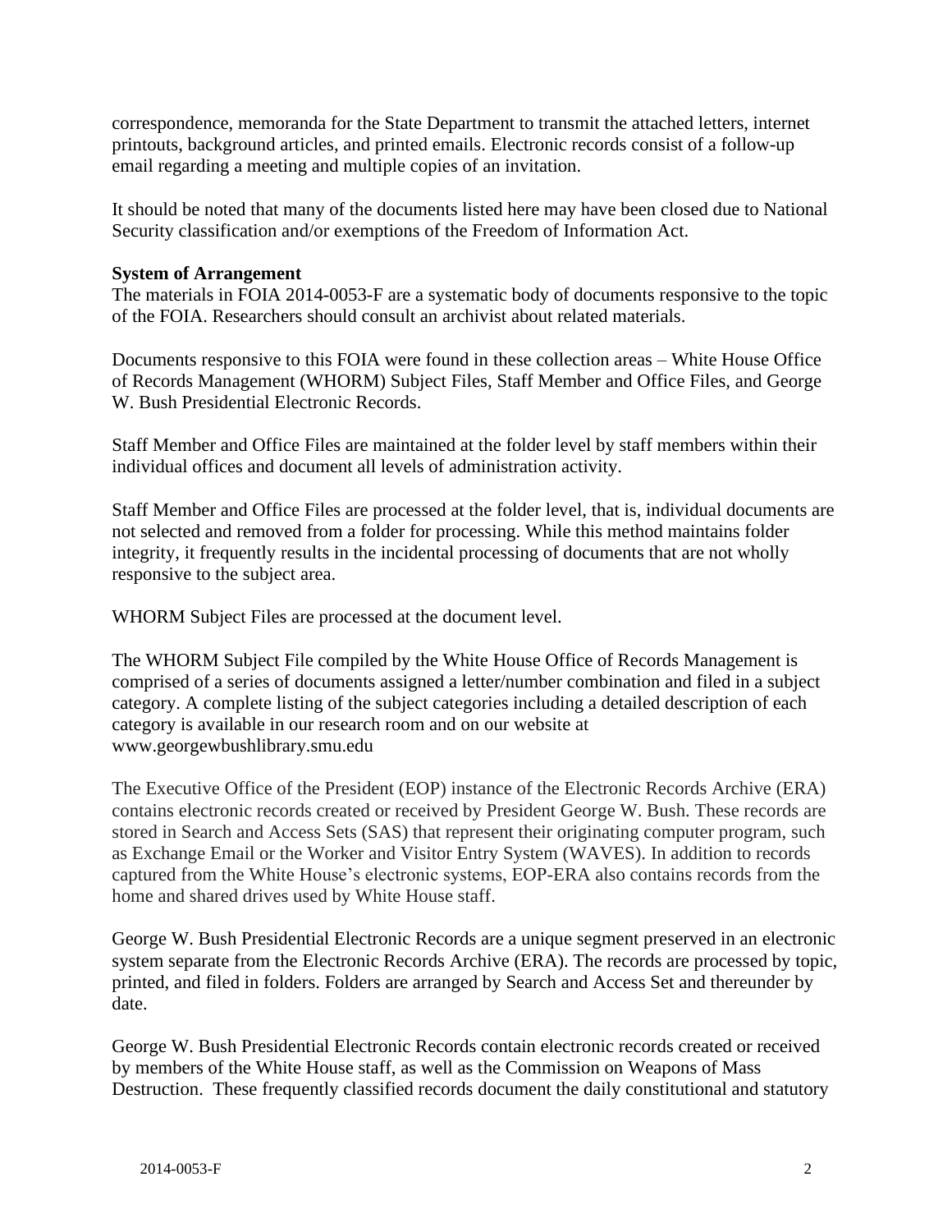correspondence, memoranda for the State Department to transmit the attached letters, internet printouts, background articles, and printed emails. Electronic records consist of a follow-up email regarding a meeting and multiple copies of an invitation.

It should be noted that many of the documents listed here may have been closed due to National Security classification and/or exemptions of the Freedom of Information Act.

**System of Arrangement**

The materials in FOIA 2014-0053-F are a systematic body of documents responsive to the topic of the FOIA. Researchers should consult an archivist about related materials.

Documents responsive to this FOIA were found in these collection areas – White House Office of Records Management (WHORM) Subject Files, Staff Member and Office Files, and George W. Bush Presidential Electronic Records.

Staff Member and Office Files are maintained at the folder level by staff members within their individual offices and document all levels of administration activity.

Staff Member and Office Files are processed at the folder level, that is, individual documents are not selected and removed from a folder for processing. While this method maintains folder integrity, it frequently results in the incidental processing of documents that are not wholly responsive to the subject area.

WHORM Subject Files are processed at the document level.

The WHORM Subject File compiled by the White House Office of Records Management is comprised of a series of documents assigned a letter/number combination and filed in a subject category. A complete listing of the subject categories including a detailed description of each category is available in our research room and on our website at www.georgewbushlibrary.smu.edu

The Executive Office of the President (EOP) instance of the Electronic Records Archive (ERA) contains electronic records created or received by President George W. Bush. These records are stored in Search and Access Sets (SAS) that represent their originating computer program, such as Exchange Email or the Worker and Visitor Entry System (WAVES). In addition to records captured from the White House's electronic systems, EOP-ERA also contains records from the home and shared drives used by White House staff.

George W. Bush Presidential Electronic Records are a unique segment preserved in an electronic system separate from the Electronic Records Archive (ERA). The records are processed by topic, printed, and filed in folders. Folders are arranged by Search and Access Set and thereunder by date.

George W. Bush Presidential Electronic Records contain electronic records created or received by members of the White House staff, as well as the Commission on Weapons of Mass Destruction. These frequently classified records document the daily constitutional and statutory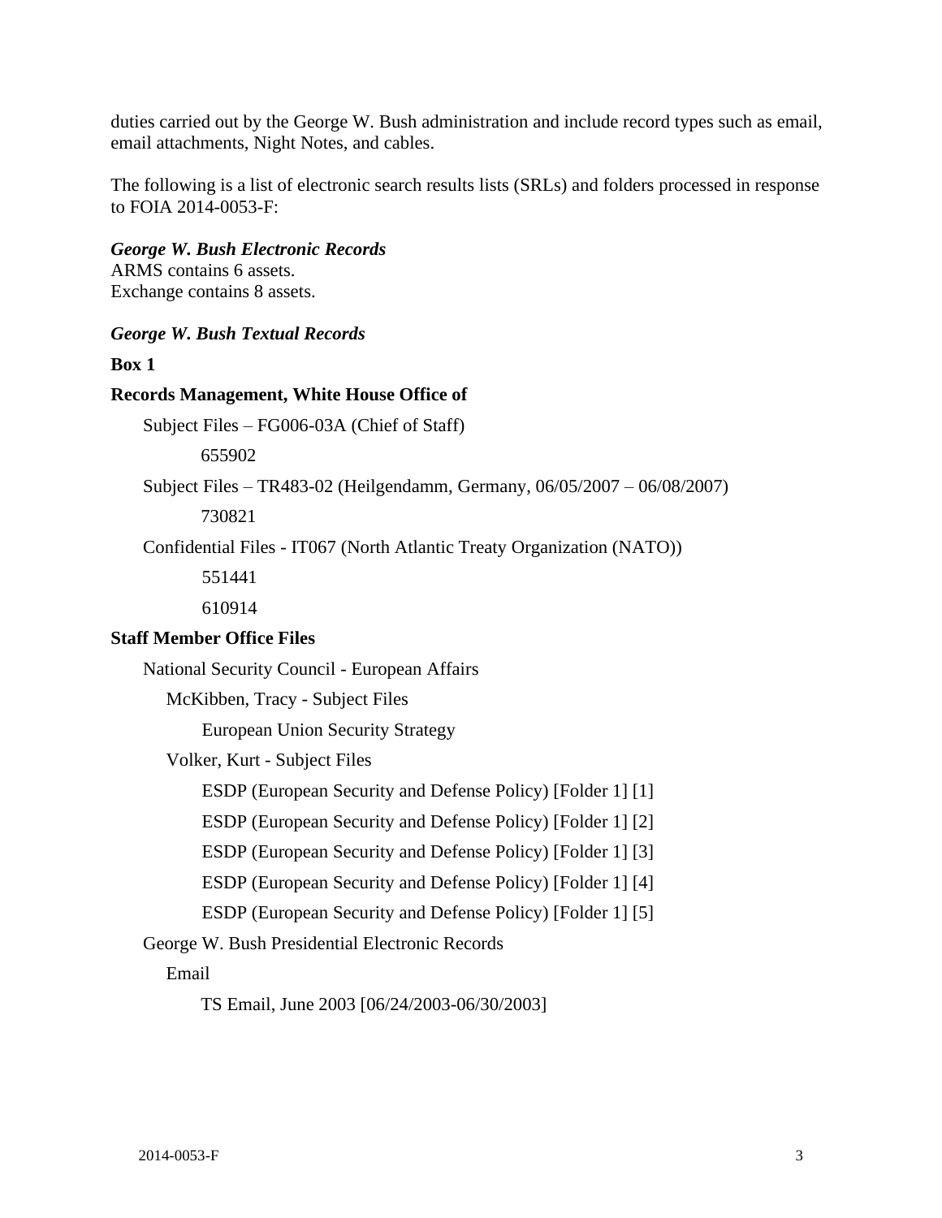duties carried out by the George W. Bush administration and include record types such as email, email attachments, Night Notes, and cables.

The following is a list of electronic search results lists (SRLs) and folders processed in response to FOIA 2014-0053-F:

***George W. Bush Electronic Records***
ARMS contains 6 assets.
Exchange contains 8 assets.

***George W. Bush Textual Records***

**Box 1**

**Records Management, White House Office of**

- Subject Files – FG006-03A (Chief of Staff)
  - 655902
- Subject Files – TR483-02 (Heilgendamm, Germany, 06/05/2007 – 06/08/2007)
  - 730821
- Confidential Files - IT067 (North Atlantic Treaty Organization (NATO))
  - 551441
  - 610914

**Staff Member Office Files**

- National Security Council - European Affairs
  - McKibben, Tracy - Subject Files
    - European Union Security Strategy
  - Volker, Kurt - Subject Files
    - ESDP (European Security and Defense Policy) [Folder 1] [1]
    - ESDP (European Security and Defense Policy) [Folder 1] [2]
    - ESDP (European Security and Defense Policy) [Folder 1] [3]
    - ESDP (European Security and Defense Policy) [Folder 1] [4]
    - ESDP (European Security and Defense Policy) [Folder 1] [5]
- George W. Bush Presidential Electronic Records
  - Email
    - TS Email, June 2003 [06/24/2003-06/30/2003]